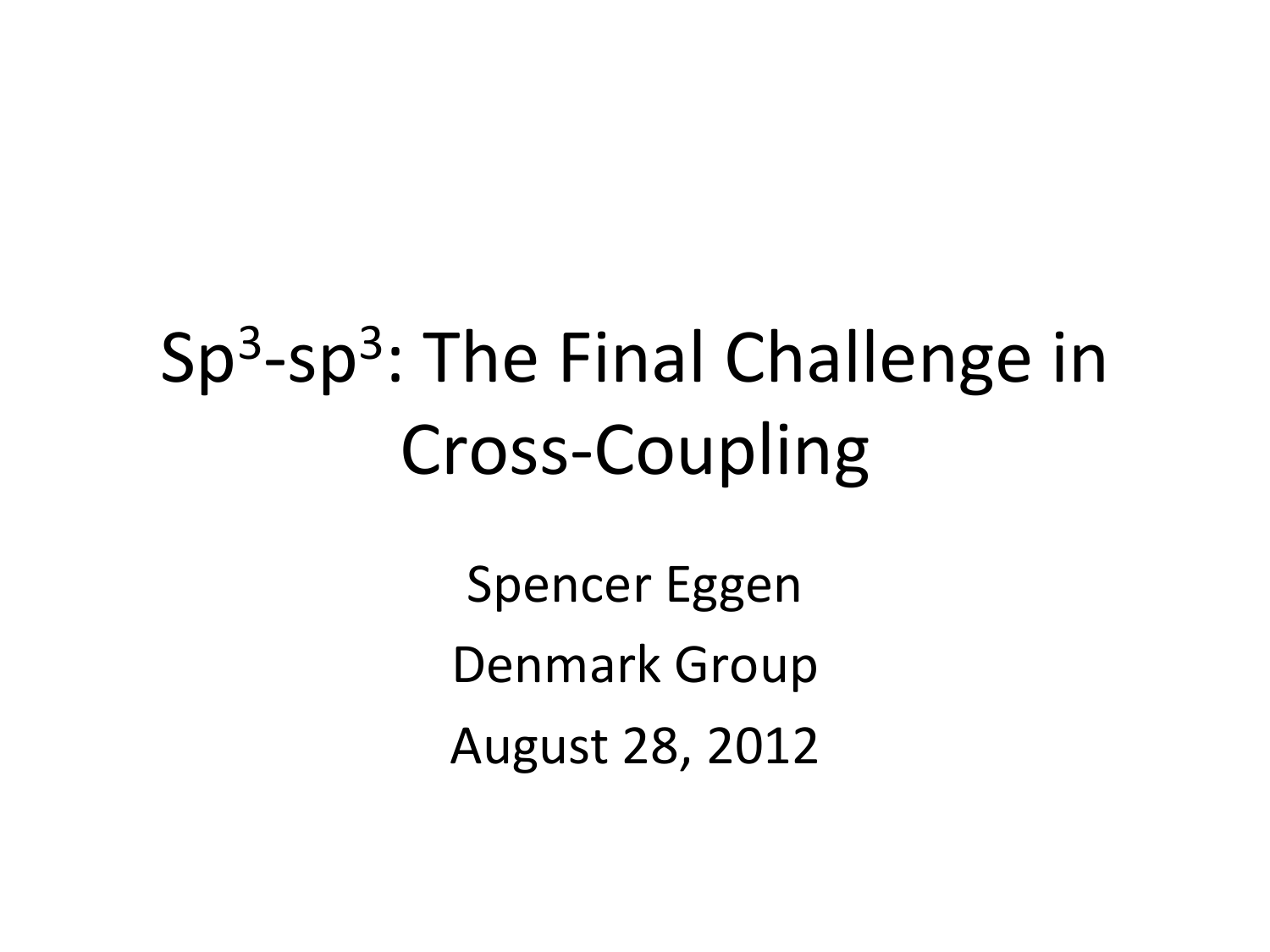# $Sp^3$-$sp^3$: The Final Challenge in Cross-Coupling

Spencer Eggen

Denmark Group

August 28, 2012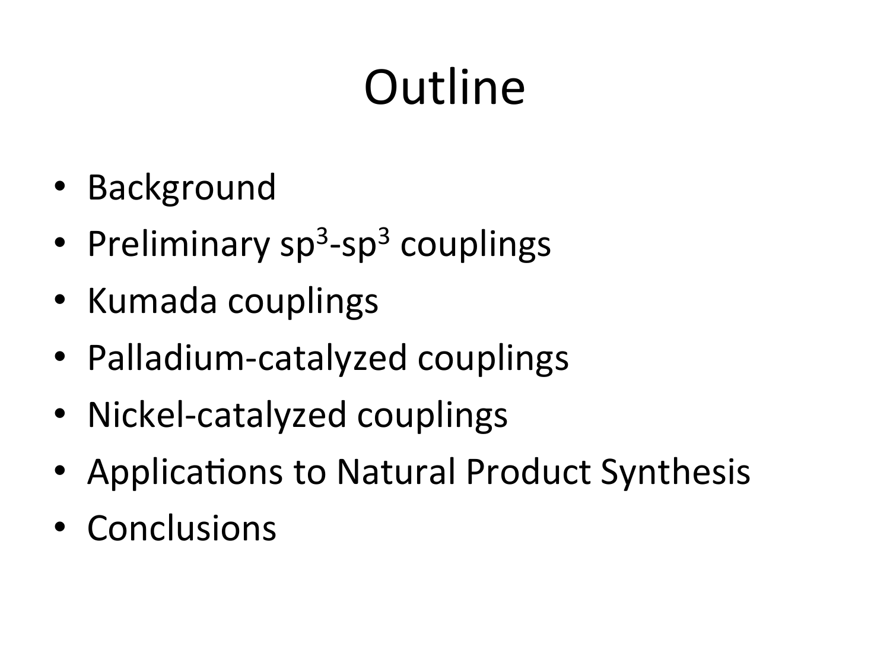# Outline

- Background
- Preliminary $sp^3$-$sp^3$ couplings
- Kumada couplings
- Palladium-catalyzed couplings
- Nickel-catalyzed couplings
- Applications to Natural Product Synthesis
- Conclusions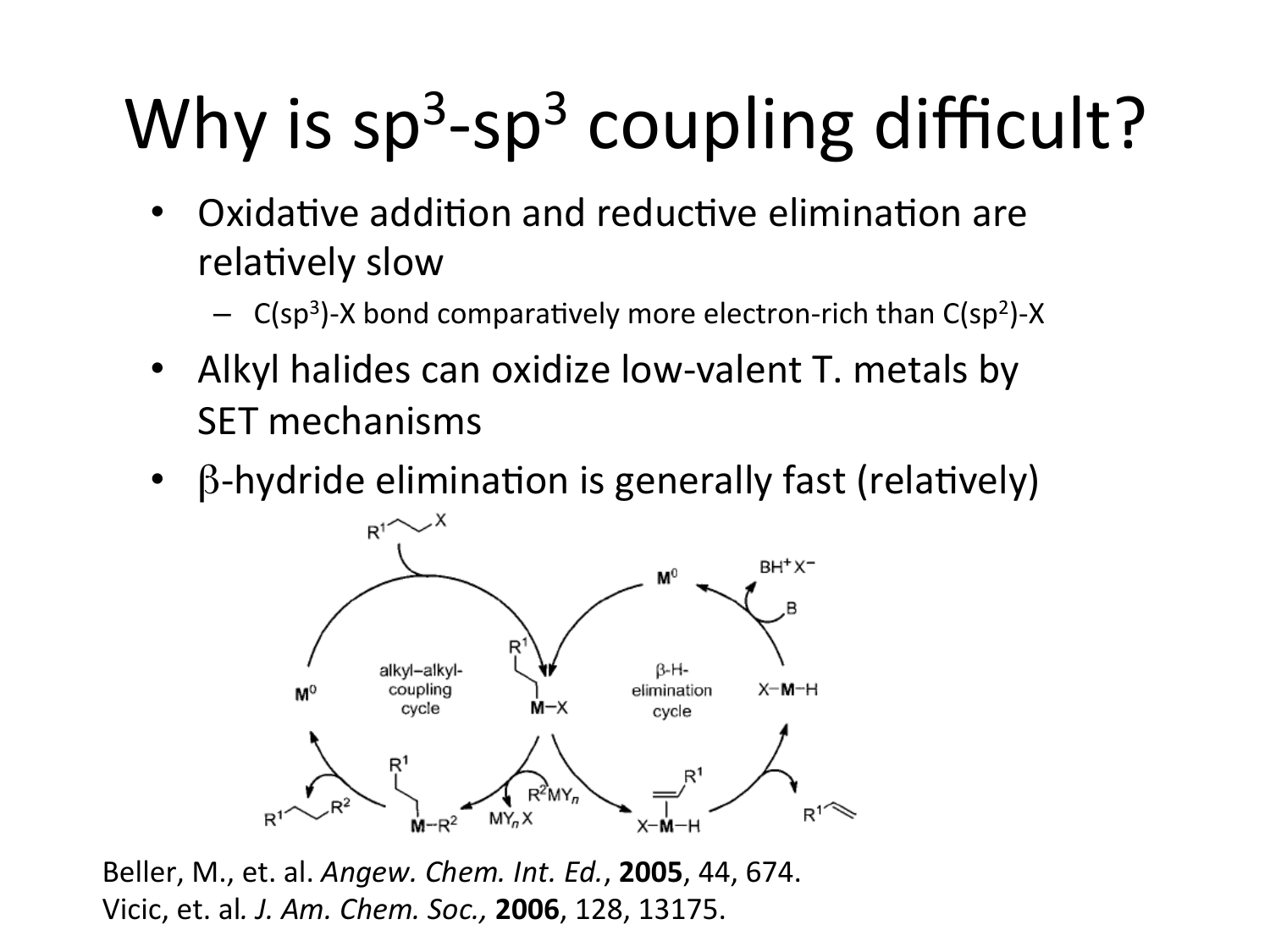# Why is $sp^3$-$sp^3$ coupling difficult?

- Oxidative addition and reductive elimination are relatively slow
  - $C(sp^3)$-X bond comparatively more electron-rich than $C(sp^2)$-X
- Alkyl halides can oxidize low-valent T. metals by SET mechanisms
- $\beta$-hydride elimination is generally fast (relatively)

Beller, M., et. al. *Angew. Chem. Int. Ed.*, **2005**, 44, 674.
Vicic, et. al. *J. Am. Chem. Soc.,* **2006**, 128, 13175.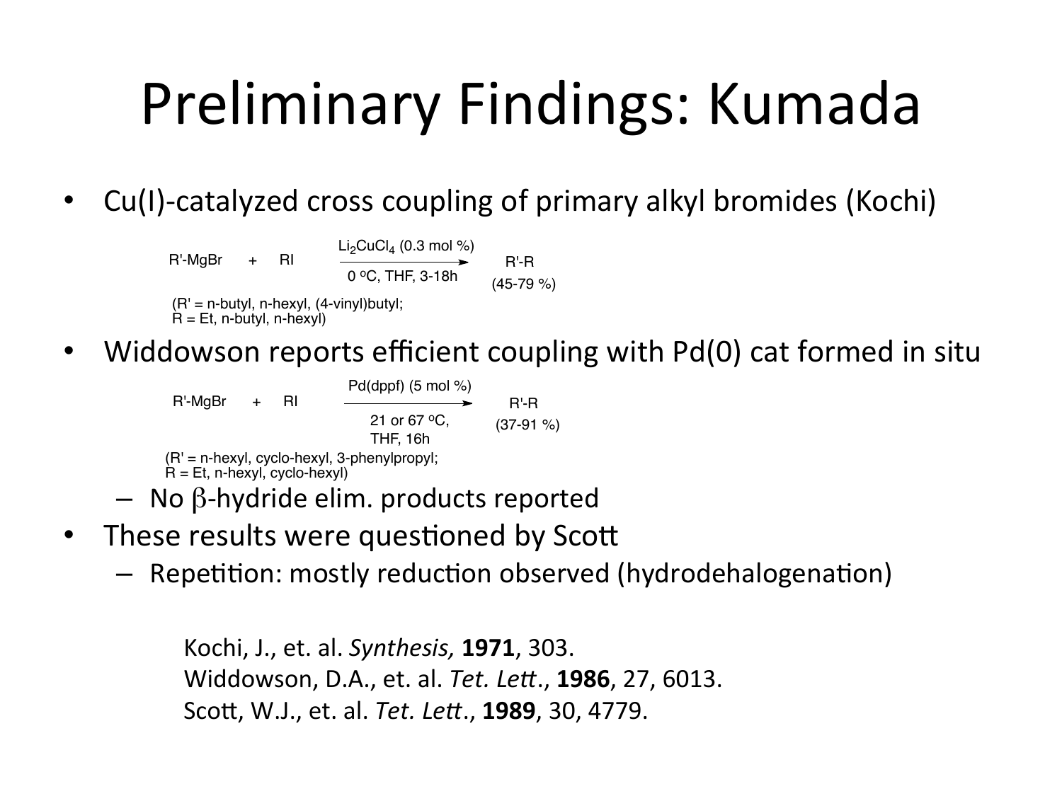# Preliminary Findings: Kumada

- Cu(I)-catalyzed cross coupling of primary alkyl bromides (Kochi)

$$R'\text{-}MgBr + RI \xrightarrow[0\ ^{o}C,\ THF,\ 3\text{-}18h]{Li_2CuCl_4\ (0.3\ mol\ \%)} R'\text{-}R\ (45\text{-}79\ \%)$$

(R' = n-butyl, n-hexyl, (4-vinyl)butyl;
R = Et, n-butyl, n-hexyl)

- Widdowson reports efficient coupling with Pd(0) cat formed in situ

$$R'\text{-}MgBr + RI \xrightarrow[21\ or\ 67\ ^{o}C,\ THF,\ 16h]{Pd(dppf)\ (5\ mol\ \%)} R'\text{-}R\ (37\text{-}91\ \%)$$

(R' = n-hexyl, cyclo-hexyl, 3-phenylpropyl;
R = Et, n-hexyl, cyclo-hexyl)

  - No $\beta$-hydride elim. products reported
- These results were questioned by Scott
  - Repetition: mostly reduction observed (hydrodehalogenation)

Kochi, J., et. al. *Synthesis,* **1971**, 303.
Widdowson, D.A., et. al. *Tet. Lett.*, **1986**, 27, 6013.
Scott, W.J., et. al. *Tet. Lett.*, **1989**, 30, 4779.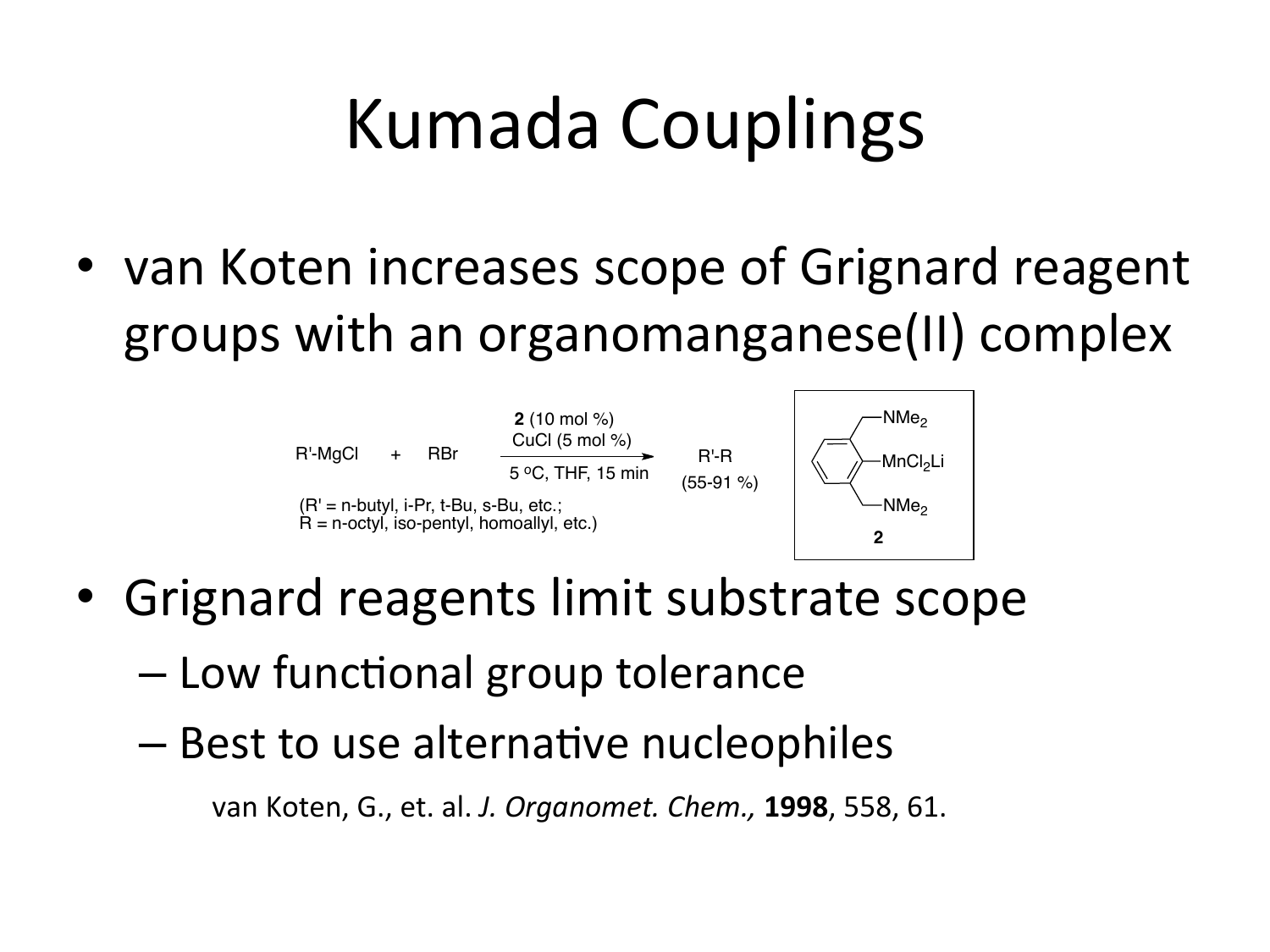# Kumada Couplings

- van Koten increases scope of Grignard reagent groups with an organomanganese(II) complex

$$\text{R'-MgCl} + \text{RBr} \xrightarrow[\text{5 °C, THF, 15 min}]{\textbf{2}\text{ (10 mol \%)},\ \text{CuCl (5 mol \%)}} \text{R'-R}\ (55\text{-}91\ \%)$$

(R' = n-butyl, i-Pr, t-Bu, s-Bu, etc.;
R = n-octyl, iso-pentyl, homoallyl, etc.)

**2**: 2,6-bis(dimethylaminomethyl)phenyl–$MnCl_2Li$ (aryl ring bearing two $CH_2NMe_2$ groups flanking the $MnCl_2Li$ group)

- Grignard reagents limit substrate scope
  - Low functional group tolerance
  - Best to use alternative nucleophiles

van Koten, G., et. al. *J. Organomet. Chem.,* **1998**, 558, 61.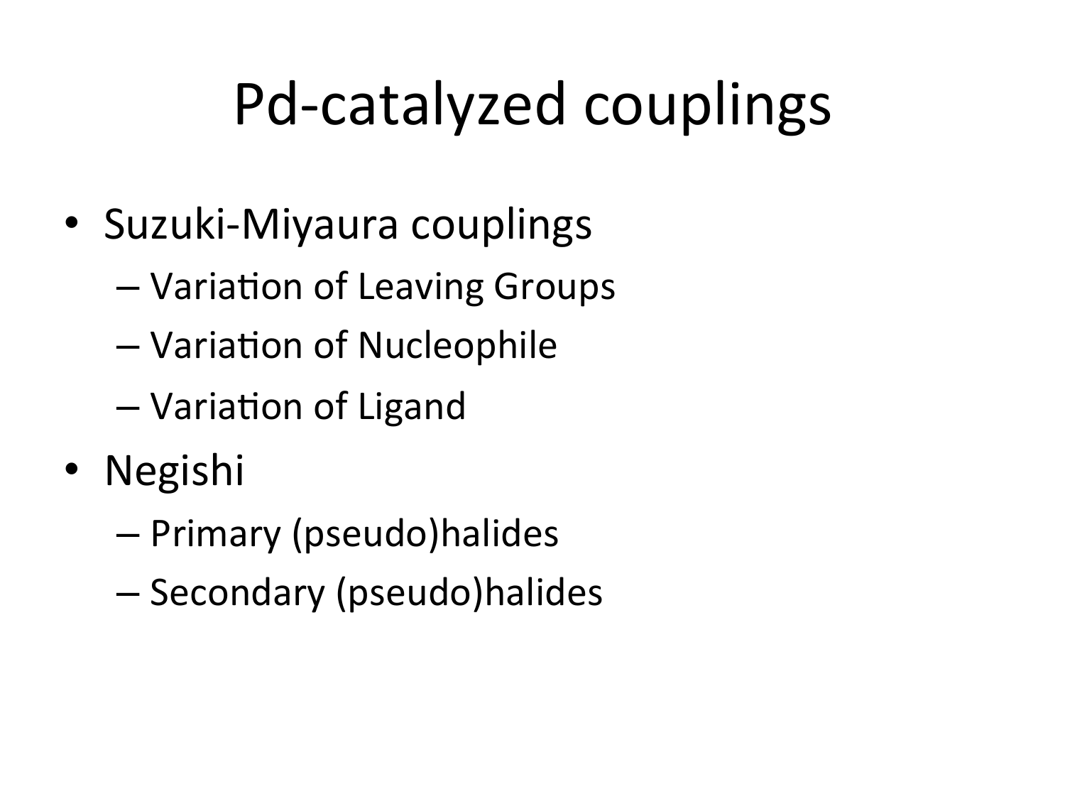# Pd-catalyzed couplings

- Suzuki-Miyaura couplings
  - Variation of Leaving Groups
  - Variation of Nucleophile
  - Variation of Ligand
- Negishi
  - Primary (pseudo)halides
  - Secondary (pseudo)halides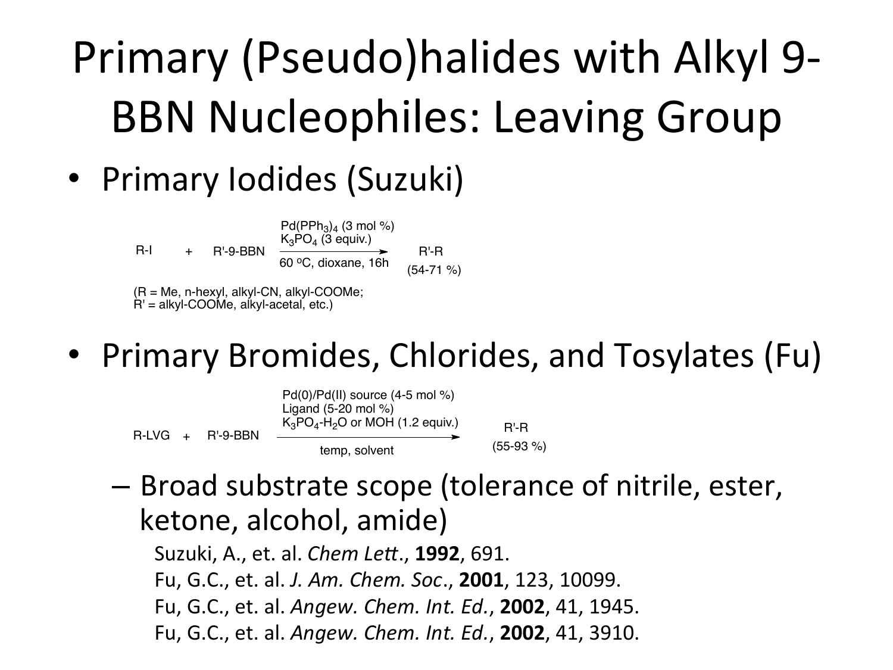# Primary (Pseudo)halides with Alkyl 9-BBN Nucleophiles: Leaving Group

- Primary Iodides (Suzuki)

$$\text{R-I} \quad + \quad \text{R'-9-BBN} \xrightarrow[\text{60 °C, dioxane, 16h}]{\text{Pd(PPh}_3)_4\text{ (3 mol \%)},\ \text{K}_3\text{PO}_4\text{ (3 equiv.)}} \text{R'-R} \ \text{(54-71 \%)}$$

(R = Me, n-hexyl, alkyl-CN, alkyl-COOMe;
R' = alkyl-COOMe, alkyl-acetal, etc.)

- Primary Bromides, Chlorides, and Tosylates (Fu)

$$\text{R-LVG} \quad + \quad \text{R'-9-BBN} \xrightarrow[\text{temp, solvent}]{\text{Pd(0)/Pd(II) source (4-5 mol \%)},\ \text{Ligand (5-20 mol \%)},\ \text{K}_3\text{PO}_4\text{-H}_2\text{O or MOH (1.2 equiv.)}} \text{R'-R} \ \text{(55-93 \%)}$$

  - Broad substrate scope (tolerance of nitrile, ester, ketone, alcohol, amide)

Suzuki, A., et. al. *Chem Lett*., **1992**, 691.
Fu, G.C., et. al. *J. Am. Chem. Soc*., **2001**, 123, 10099.
Fu, G.C., et. al. *Angew. Chem. Int. Ed.*, **2002**, 41, 1945.
Fu, G.C., et. al. *Angew. Chem. Int. Ed.*, **2002**, 41, 3910.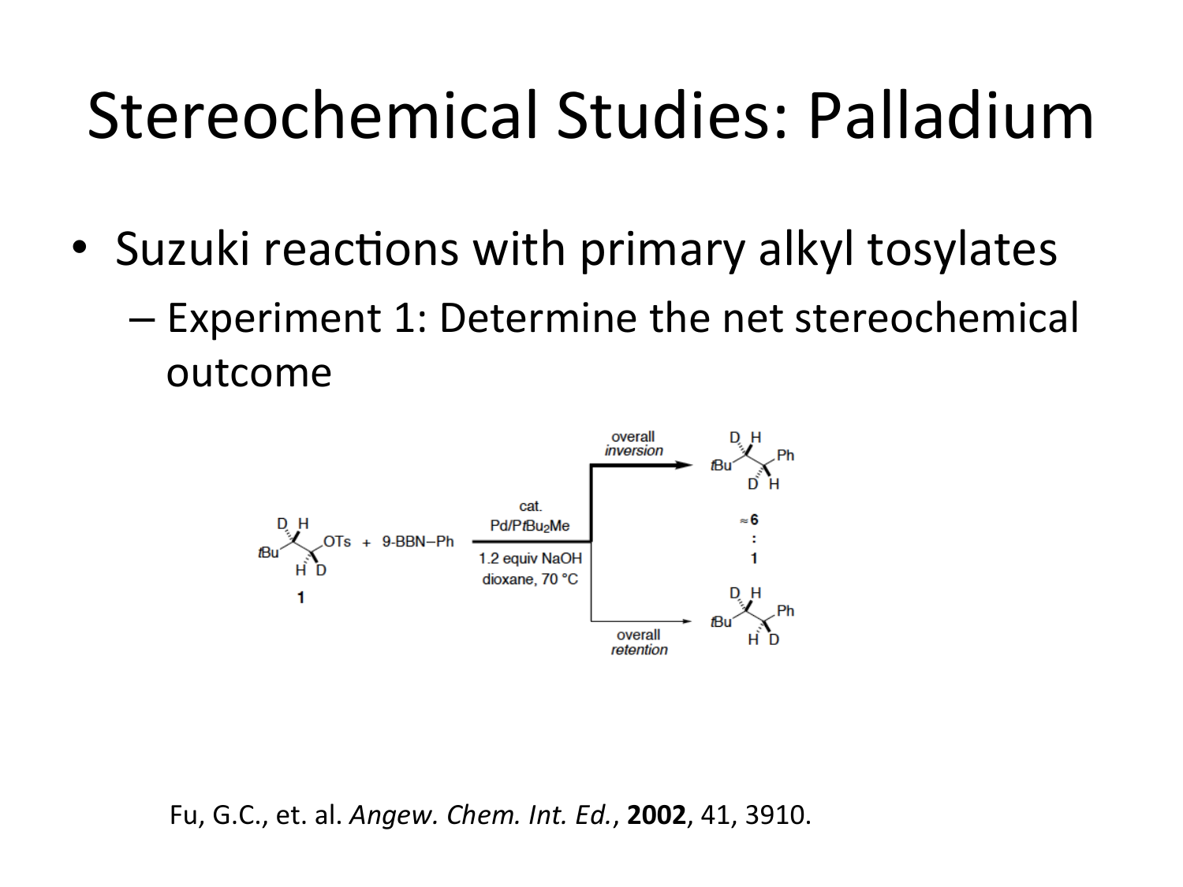# Stereochemical Studies: Palladium

- Suzuki reactions with primary alkyl tosylates
  - Experiment 1: Determine the net stereochemical outcome

Fu, G.C., et. al. *Angew. Chem. Int. Ed.*, **2002**, 41, 3910.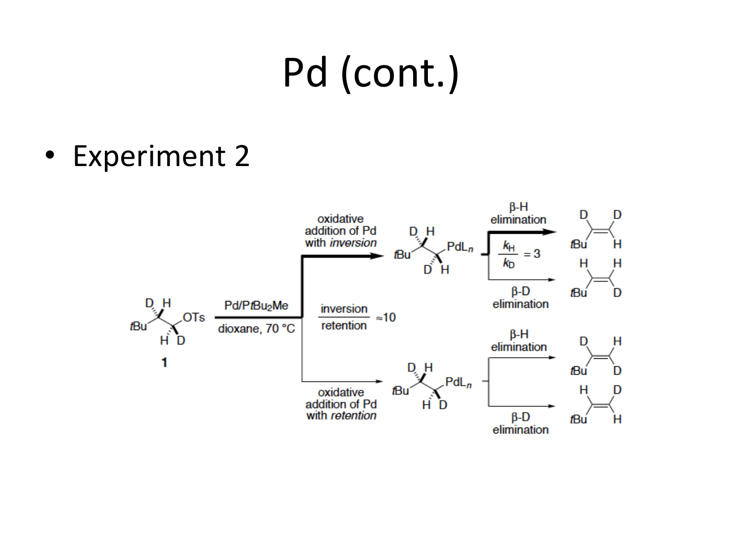# Pd (cont.)

- Experiment 2

Pd/P*t*Bu$_2$Me

dioxane, 70 °C

**1**

oxidative addition of Pd with *inversion*

inversion / retention ≈10

oxidative addition of Pd with *retention*

β-H elimination

$\frac{k_H}{k_D} = 3$

β-D elimination

β-H elimination

β-D elimination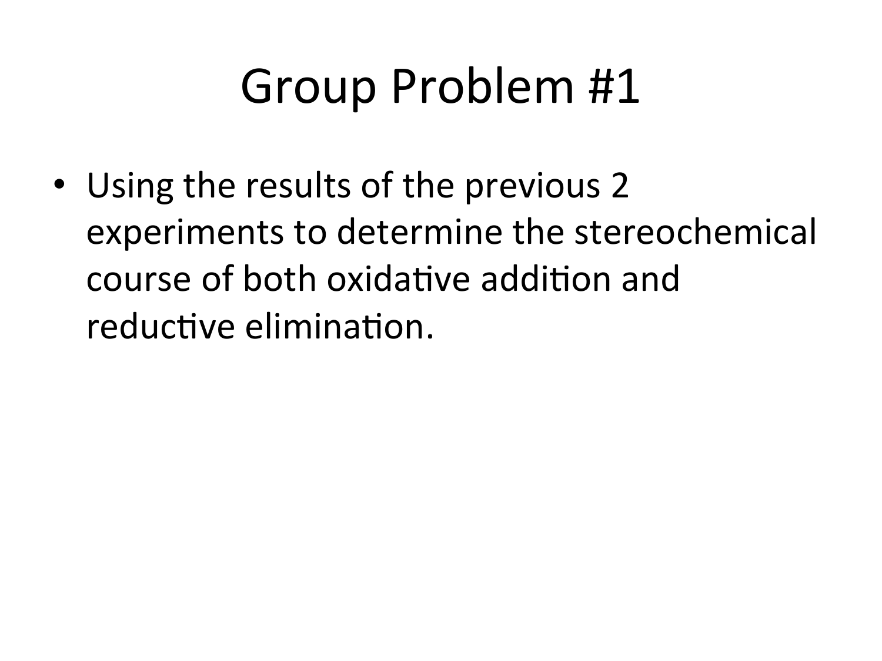# Group Problem #1

- Using the results of the previous 2 experiments to determine the stereochemical course of both oxidative addition and reductive elimination.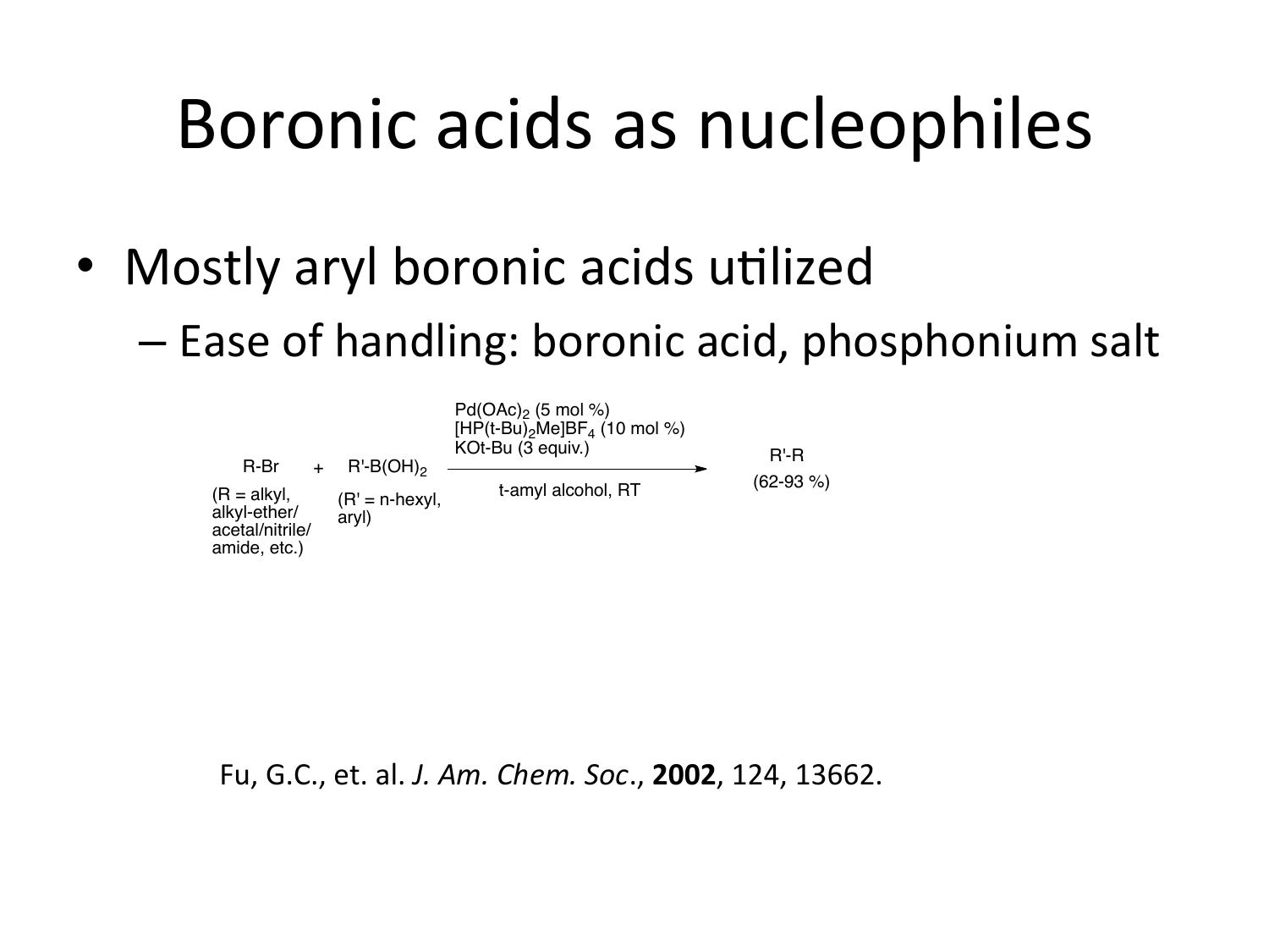# Boronic acids as nucleophiles

- Mostly aryl boronic acids utilized
  - Ease of handling: boronic acid, phosphonium salt

$$\text{R-Br} + \text{R'-B(OH)}_2 \xrightarrow[\text{t-amyl alcohol, RT}]{\text{Pd(OAc)}_2\ (5\ \text{mol}\ \%),\ [\text{HP(t-Bu)}_2\text{Me}]\text{BF}_4\ (10\ \text{mol}\ \%),\ \text{KOt-Bu}\ (3\ \text{equiv.})} \text{R'-R}$$

(R = alkyl, alkyl-ether/acetal/nitrile/amide, etc.) (R' = n-hexyl, aryl) (62-93 %)

Fu, G.C., et. al. *J. Am. Chem. Soc.*, **2002**, 124, 13662.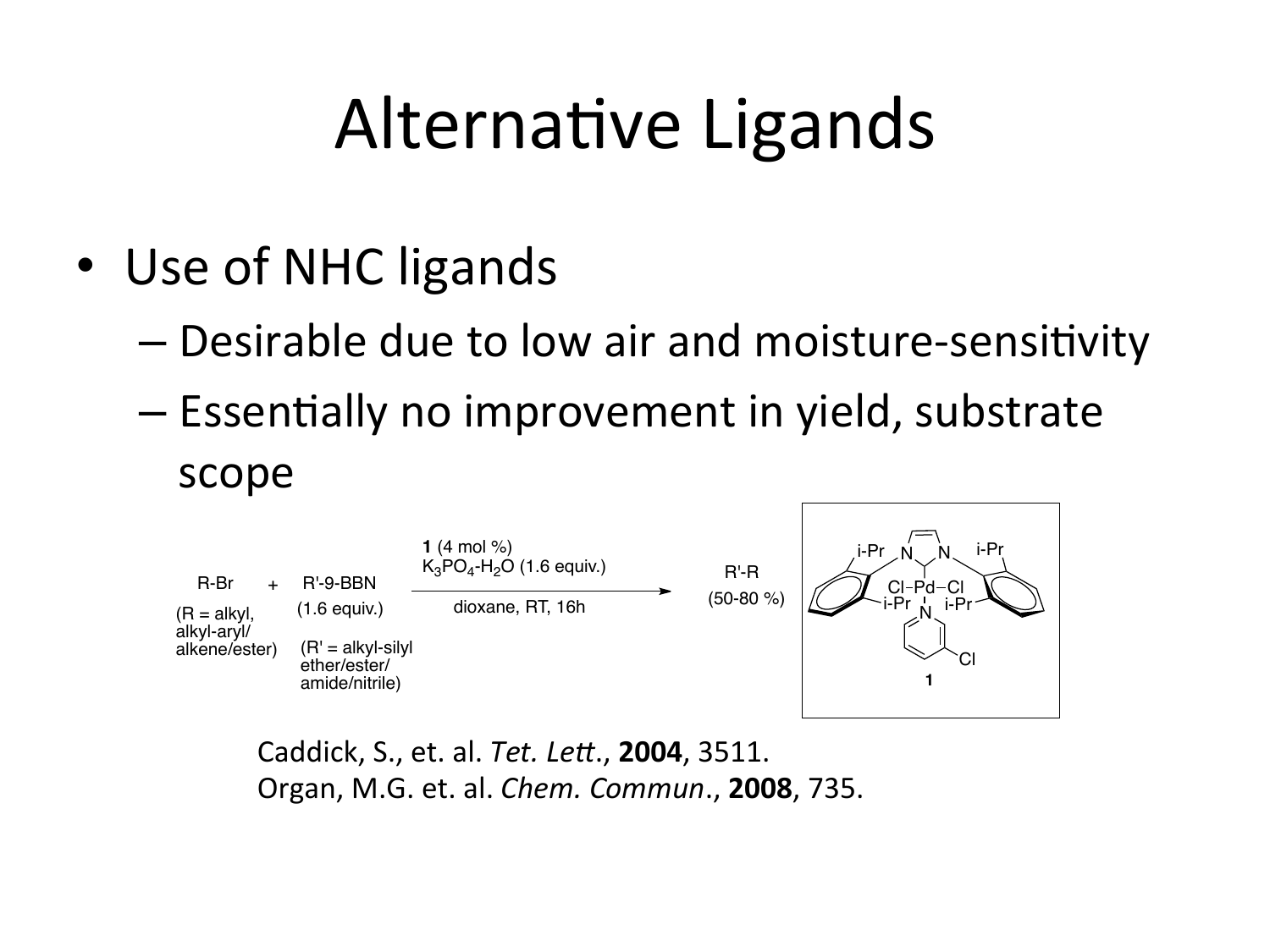# Alternative Ligands

- Use of NHC ligands
  - Desirable due to low air and moisture-sensitivity
  - Essentially no improvement in yield, substrate scope

R-Br + R'-9-BBN → R'-R (50-80 %)

(R = alkyl, alkyl-aryl/ alkene/ester)

(1.6 equiv.) (R' = alkyl-silyl ether/ester/ amide/nitrile)

**1** (4 mol %), $K_3PO_4$-$H_2O$ (1.6 equiv.), dioxane, RT, 16h

Caddick, S., et. al. *Tet. Lett.*, **2004**, 3511.
Organ, M.G. et. al. *Chem. Commun.*, **2008**, 735.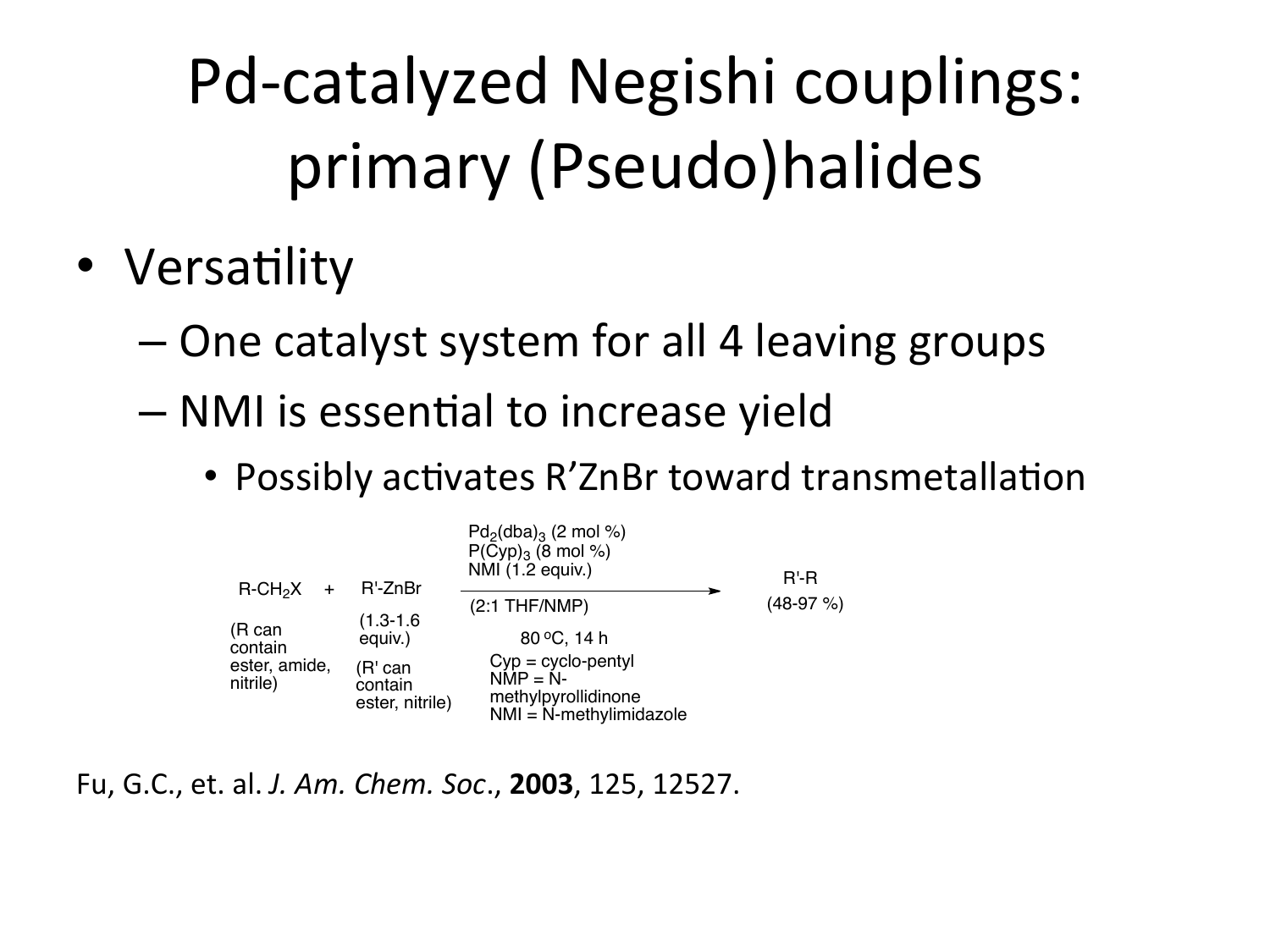# Pd-catalyzed Negishi couplings: primary (Pseudo)halides

- Versatility
  - One catalyst system for all 4 leaving groups
  - NMI is essential to increase yield
    - Possibly activates R'ZnBr toward transmetallation

$$\text{R-CH}_2\text{X} + \text{R'-ZnBr} \xrightarrow[\text{(2:1 THF/NMP)}]{\text{Pd}_2(\text{dba})_3 \text{ (2 mol \%)},\ \text{P(Cyp)}_3 \text{ (8 mol \%)},\ \text{NMI (1.2 equiv.)}} \text{R'-R}$$

R'-R (48-97 %)

(R can contain ester, amide, nitrile)

R'-ZnBr (1.3-1.6 equiv.)

(R' can contain ester, nitrile)

80 °C, 14 h

Cyp = cyclo-pentyl
NMP = N-methylpyrollidinone
NMI = N-methylimidazole

Fu, G.C., et. al. *J. Am. Chem. Soc.*, **2003**, 125, 12527.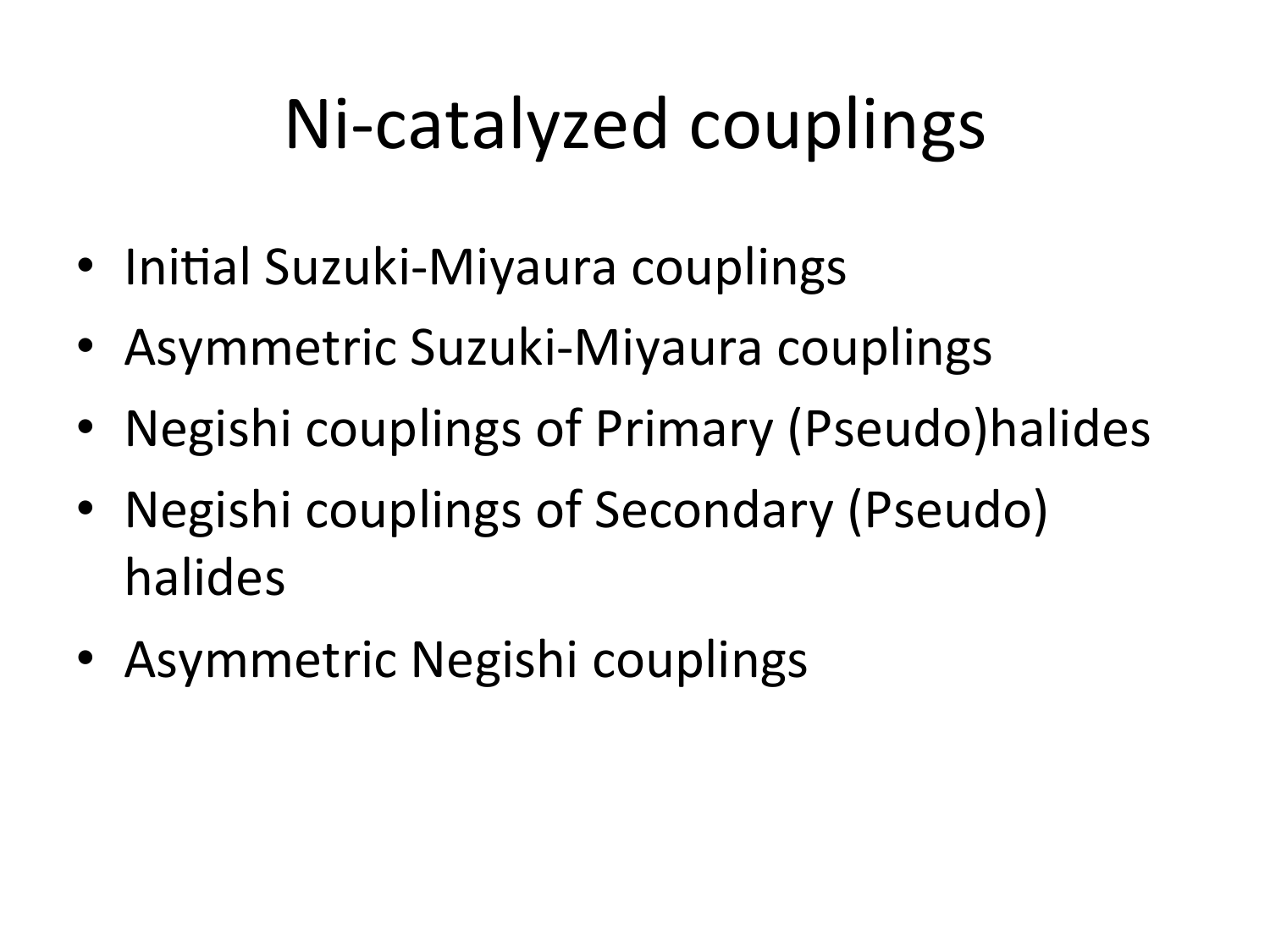# Ni-catalyzed couplings

- Initial Suzuki-Miyaura couplings
- Asymmetric Suzuki-Miyaura couplings
- Negishi couplings of Primary (Pseudo)halides
- Negishi couplings of Secondary (Pseudo) halides
- Asymmetric Negishi couplings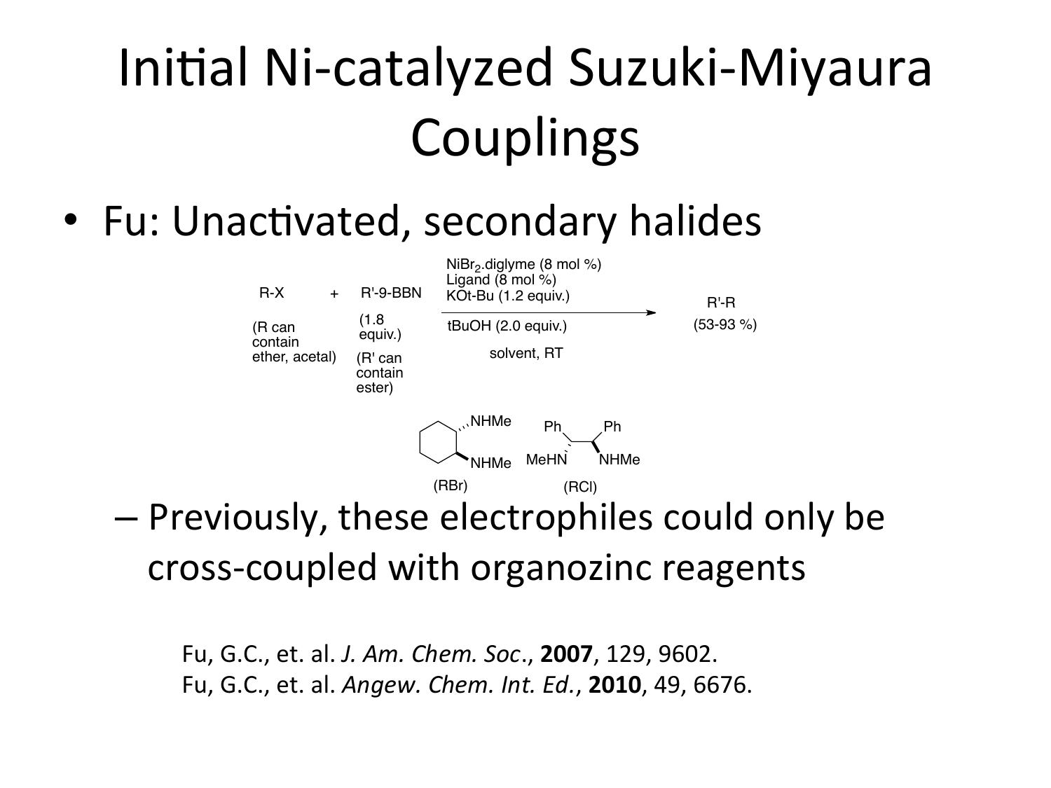# Initial Ni-catalyzed Suzuki-Miyaura Couplings

- Fu: Unactivated, secondary halides

R-X + R'-9-BBN → R'-R (53-93 %)

(R can contain ether, acetal) (1.8 equiv.) (R' can contain ester)

$NiBr_2$.diglyme (8 mol %)
Ligand (8 mol %)
KOt-Bu (1.2 equiv.)
tBuOH (2.0 equiv.)
solvent, RT

Ligands: (RBr) trans-N,N'-dimethylcyclohexane-1,2-diamine (NHMe, NHMe); (RCl) N,N'-dimethyl-1,2-diphenylethane-1,2-diamine (Ph, Ph, MeHN, NHMe)

  - Previously, these electrophiles could only be cross-coupled with organozinc reagents

Fu, G.C., et. al. *J. Am. Chem. Soc.*, **2007**, 129, 9602.
Fu, G.C., et. al. *Angew. Chem. Int. Ed.*, **2010**, 49, 6676.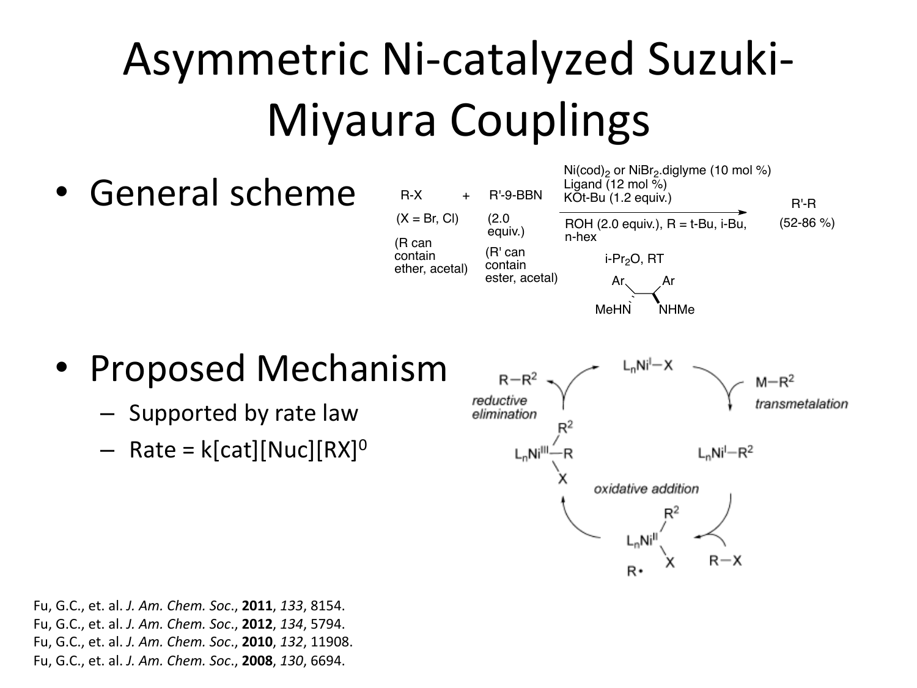# Asymmetric Ni-catalyzed Suzuki-Miyaura Couplings

- General scheme

R-X + R'-9-BBN → R'-R (52-86 %)

(X = Br, Cl) (R can contain ether, acetal)

R'-9-BBN (2.0 equiv.) (R' can contain ester, acetal)

Conditions: $Ni(cod)_2$ or $NiBr_2$.diglyme (10 mol %), Ligand (12 mol %), KOt-Bu (1.2 equiv.), ROH (2.0 equiv.), R = t-Bu, i-Bu, n-hex, $i\text{-}Pr_2O$, RT

Ligand: Ar, Ar, MeHN, NHMe

- Proposed Mechanism
  - Supported by rate law
  - Rate = k[cat][Nuc]$[RX]^0$

Catalytic cycle: $L_nNi^I{-}X$ → (transmetalation, $M{-}R^2$) → $L_nNi^I{-}R^2$ → (oxidative addition, $R{-}X$) → $L_nNi^{II}(R^2)(X)$ + R• → $L_nNi^{III}(R^2)(R)(X)$ → (reductive elimination, $R{-}R^2$) → $L_nNi^I{-}X$

Fu, G.C., et. al. *J. Am. Chem. Soc.*, **2011**, *133*, 8154.
Fu, G.C., et. al. *J. Am. Chem. Soc.*, **2012**, *134*, 5794.
Fu, G.C., et. al. *J. Am. Chem. Soc.*, **2010**, *132*, 11908.
Fu, G.C., et. al. *J. Am. Chem. Soc.*, **2008**, *130*, 6694.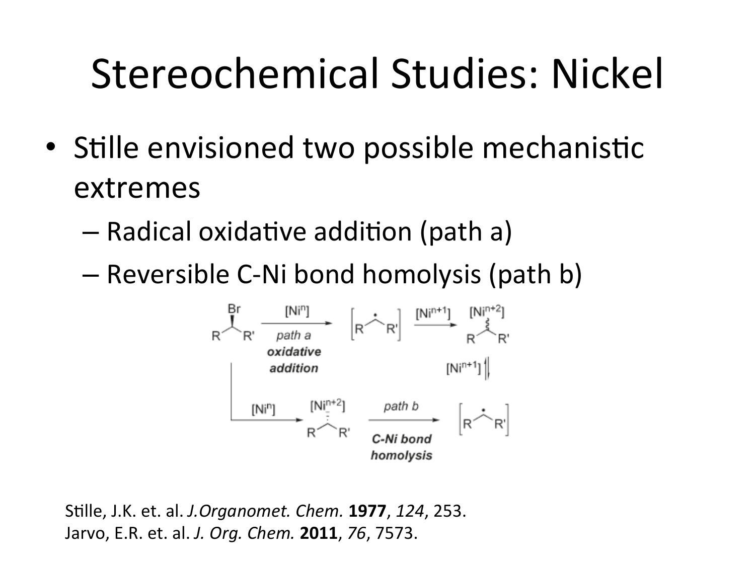# Stereochemical Studies: Nickel

- Stille envisioned two possible mechanistic extremes
  - Radical oxidative addition (path a)
  - Reversible C-Ni bond homolysis (path b)

Stille, J.K. et. al. *J.Organomet. Chem.* **1977**, *124*, 253.
Jarvo, E.R. et. al. *J. Org. Chem.* **2011**, *76*, 7573.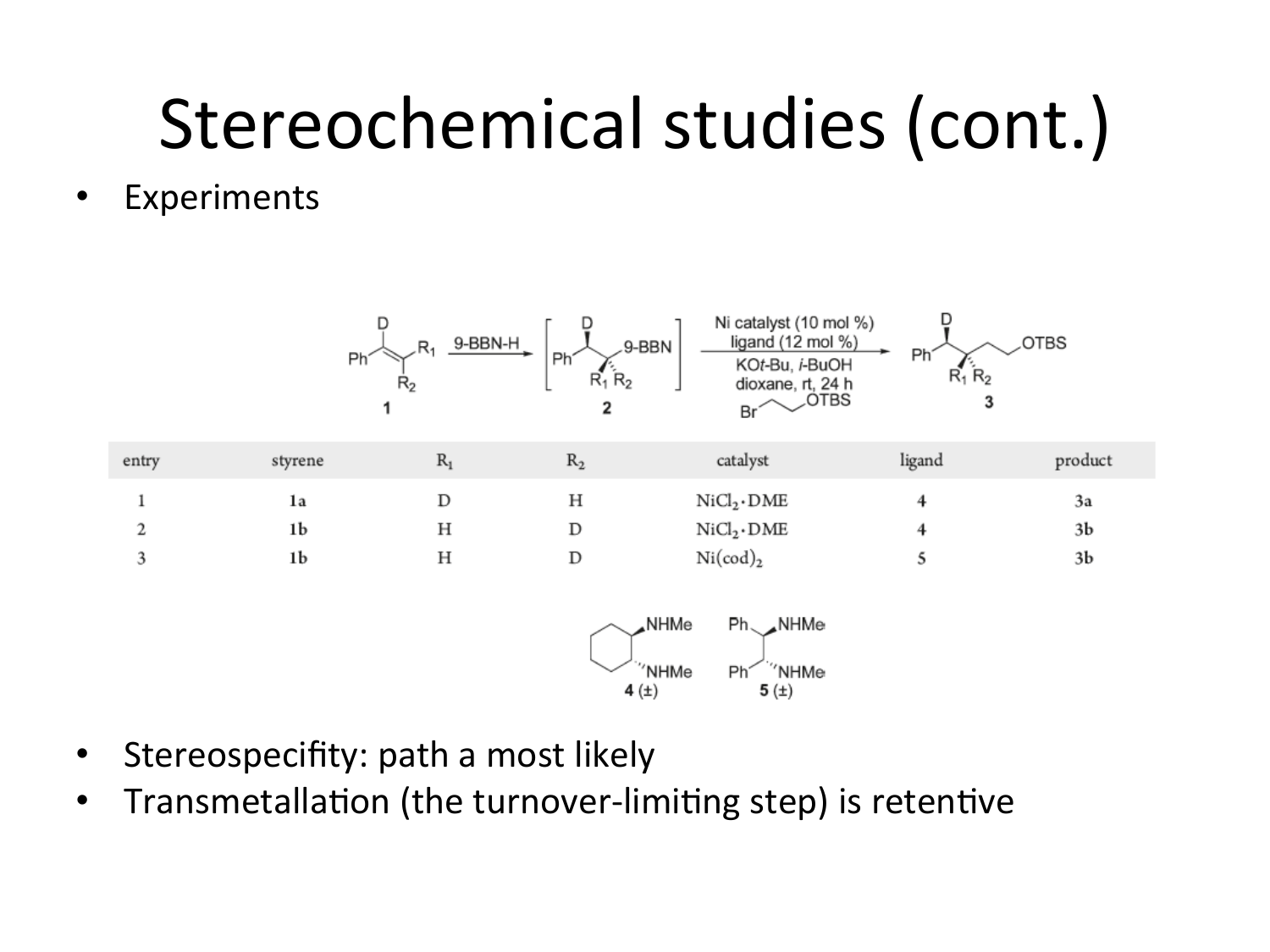# Stereochemical studies (cont.)

- Experiments

| entry | styrene | $R_1$ | $R_2$ | catalyst | ligand | product |
|---|---|---|---|---|---|---|
| 1 | 1a | D | H | $NiCl_2 \cdot DME$ | 4 | 3a |
| 2 | 1b | H | D | $NiCl_2 \cdot DME$ | 4 | 3b |
| 3 | 1b | H | D | $Ni(cod)_2$ | 5 | 3b |

- Stereospecifity: path a most likely
- Transmetallation (the turnover-limiting step) is retentive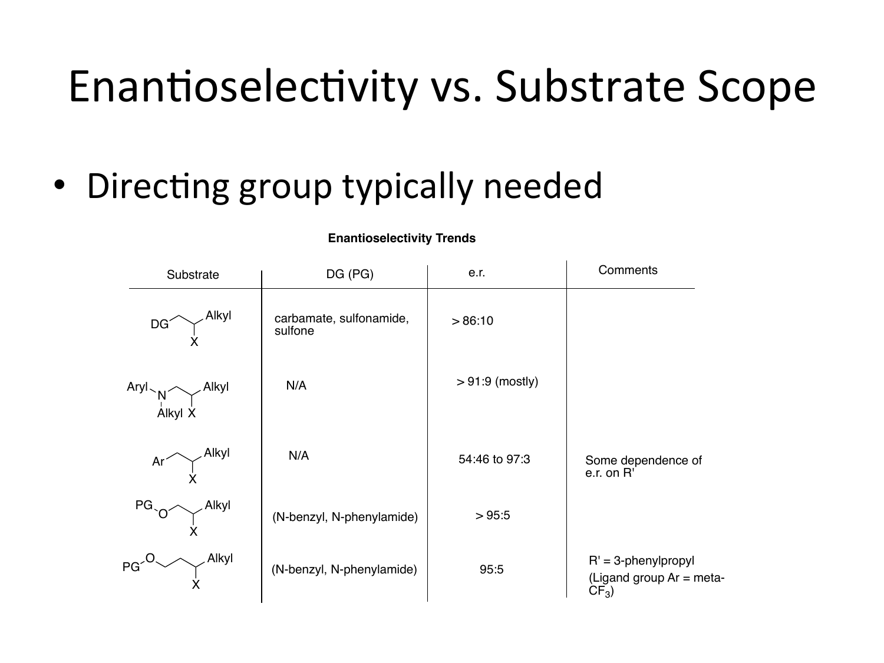# Enantioselectivity vs. Substrate Scope

- Directing group typically needed

**Enantioselectivity Trends**

| Substrate | DG (PG) | e.r. | Comments |
|---|---|---|---|
| DG–CH₂–CH(X)–Alkyl | carbamate, sulfonamide, sulfone | > 86:10 | |
| Aryl–N(Alkyl)–CH₂–CH(X)–Alkyl | N/A | > 91:9 (mostly) | |
| Ar–CH₂–CH(X)–Alkyl | N/A | 54:46 to 97:3 | Some dependence of e.r. on R' |
| PG–O–CH₂–CH(X)–Alkyl | (N-benzyl, N-phenylamide) | > 95:5 | |
| PG–O–CH₂–CH₂–CH(X)–Alkyl | (N-benzyl, N-phenylamide) | 95:5 | R' = 3-phenylpropyl (Ligand group Ar = meta-$CF_3$) |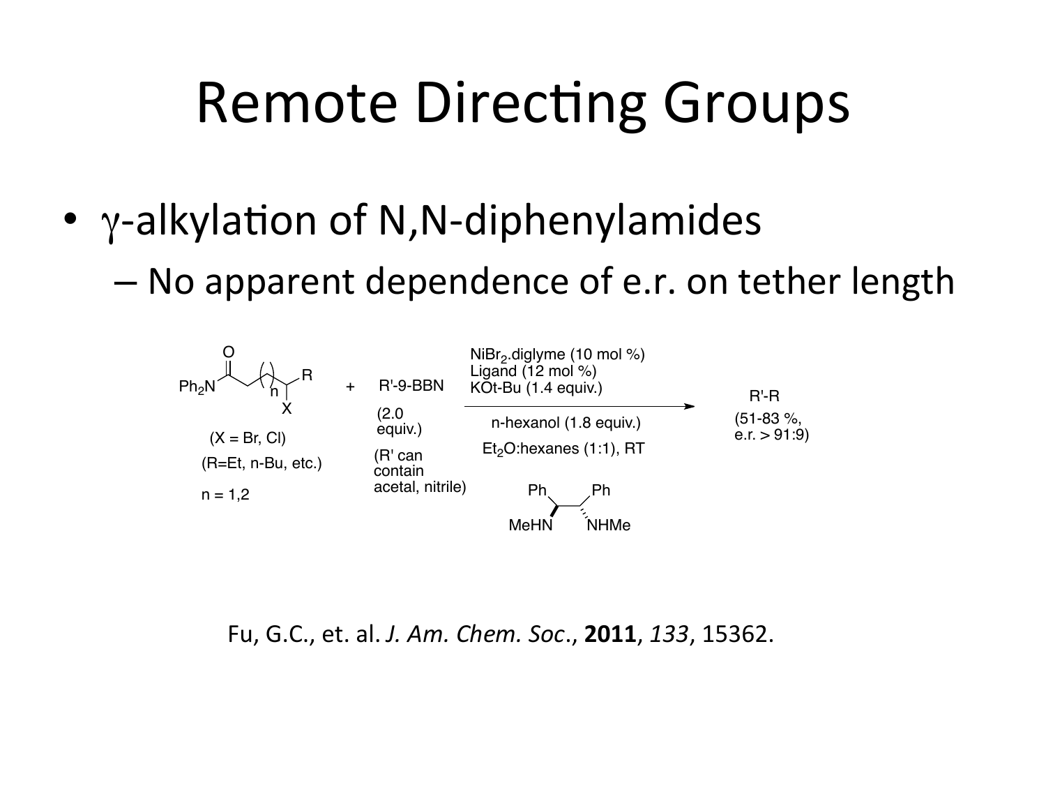# Remote Directing Groups

- γ-alkylation of N,N-diphenylamides
  - No apparent dependence of e.r. on tether length

$Ph_2N$–C(=O)–... (X = Br, Cl) (R=Et, n-Bu, etc.) n = 1,2 + R'-9-BBN (2.0 equiv.) (R' can contain acetal, nitrile)

$NiBr_2$.diglyme (10 mol %)
Ligand (12 mol %)
KOt-Bu (1.4 equiv.)
n-hexanol (1.8 equiv.)
$Et_2O$:hexanes (1:1), RT

→ R'-R (51-83 %, e.r. > 91:9)

Ligand: Ph, Ph, MeHN, NHMe

Fu, G.C., et. al. *J. Am. Chem. Soc.*, **2011**, *133*, 15362.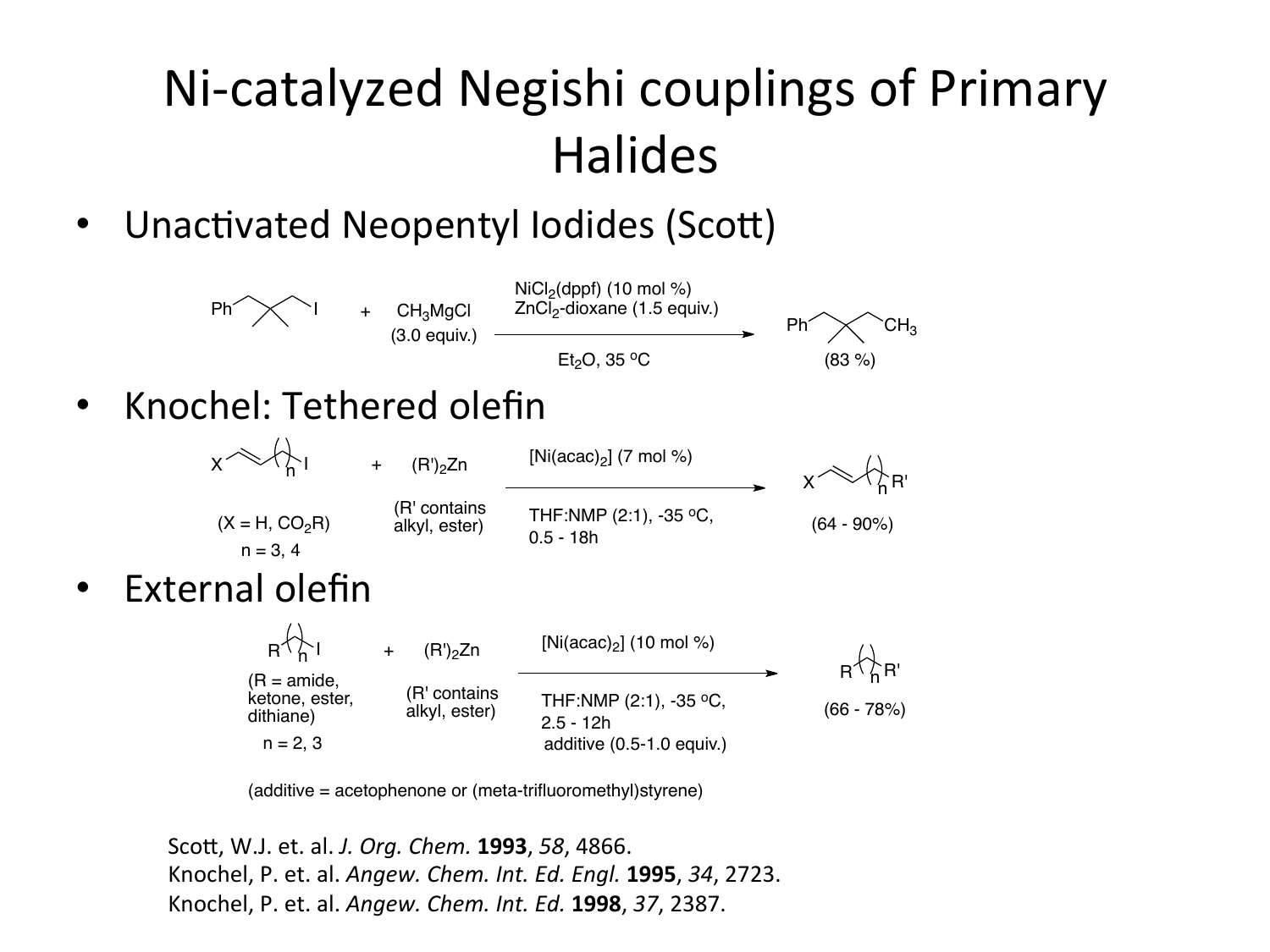# Ni-catalyzed Negishi couplings of Primary Halides

- Unactivated Neopentyl Iodides (Scott)

Ph–CH$_2$–C(CH$_3$)$_2$–CH$_2$–I + $CH_3MgCl$ (3.0 equiv.) → [$NiCl_2$(dppf) (10 mol %), $ZnCl_2$-dioxane (1.5 equiv.); $Et_2O$, 35 °C] → Ph–CH$_2$–C(CH$_3$)$_2$–$CH_3$ (83 %)

- Knochel: Tethered olefin

X–CH=CH–$(CH_2)_n$–I (X = H, $CO_2R$; n = 3, 4) + $(R')_2Zn$ (R' contains alkyl, ester) → [[Ni(acac)$_2$] (7 mol %); THF:NMP (2:1), -35 °C, 0.5 - 18h] → X–CH=CH–$(CH_2)_n$–R' (64 - 90%)

- External olefin

R–$(CH_2)_n$–I (R = amide, ketone, ester, dithiane; n = 2, 3) + $(R')_2Zn$ (R' contains alkyl, ester) → [[Ni(acac)$_2$] (10 mol %); THF:NMP (2:1), -35 °C, 2.5 - 12h, additive (0.5-1.0 equiv.)] → R–$(CH_2)_n$–R' (66 - 78%)

(additive = acetophenone or (meta-trifluoromethyl)styrene)

Scott, W.J. et. al. *J. Org. Chem.* **1993**, *58*, 4866.
Knochel, P. et. al. *Angew. Chem. Int. Ed. Engl.* **1995**, *34*, 2723.
Knochel, P. et. al. *Angew. Chem. Int. Ed.* **1998**, *37*, 2387.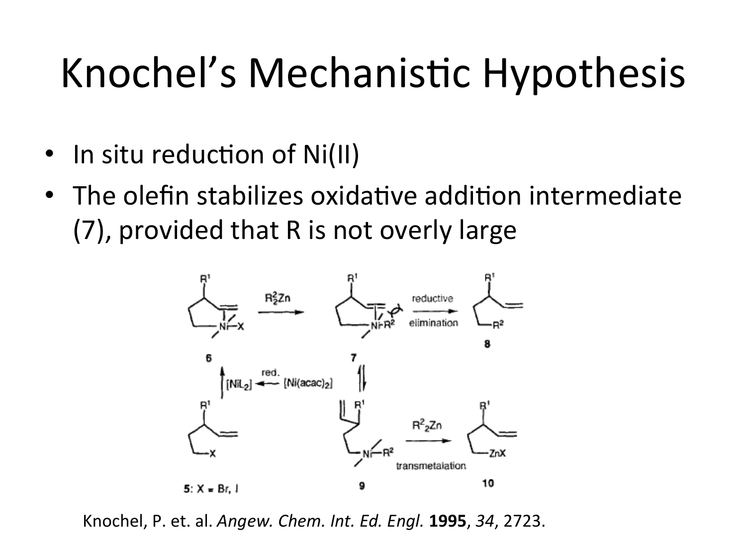# Knochel's Mechanistic Hypothesis

- In situ reduction of Ni(II)
- The olefin stabilizes oxidative addition intermediate (7), provided that R is not overly large

Knochel, P. et. al. *Angew. Chem. Int. Ed. Engl.* **1995**, *34*, 2723.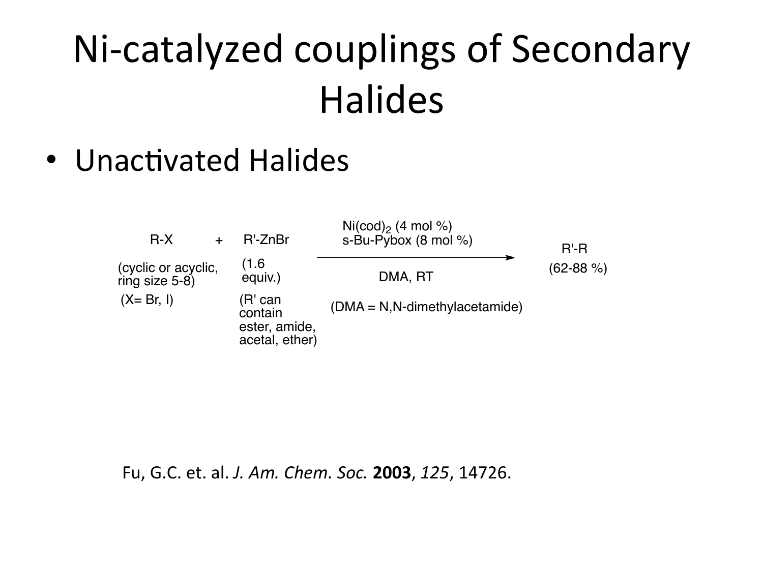# Ni-catalyzed couplings of Secondary Halides

- Unactivated Halides

R-X + R'-ZnBr $\xrightarrow[\text{DMA, RT}]{\text{Ni(cod)}_2 \text{ (4 mol \%)},\ \text{s-Bu-Pybox (8 mol \%)}}$ R'-R

- R-X: (cyclic or acyclic, ring size 5-8) (X= Br, I)
- R'-ZnBr: (1.6 equiv.) (R' can contain ester, amide, acetal, ether)
- R'-R: (62-88 %)

(DMA = N,N-dimethylacetamide)

Fu, G.C. et. al. *J. Am. Chem. Soc.* **2003**, *125*, 14726.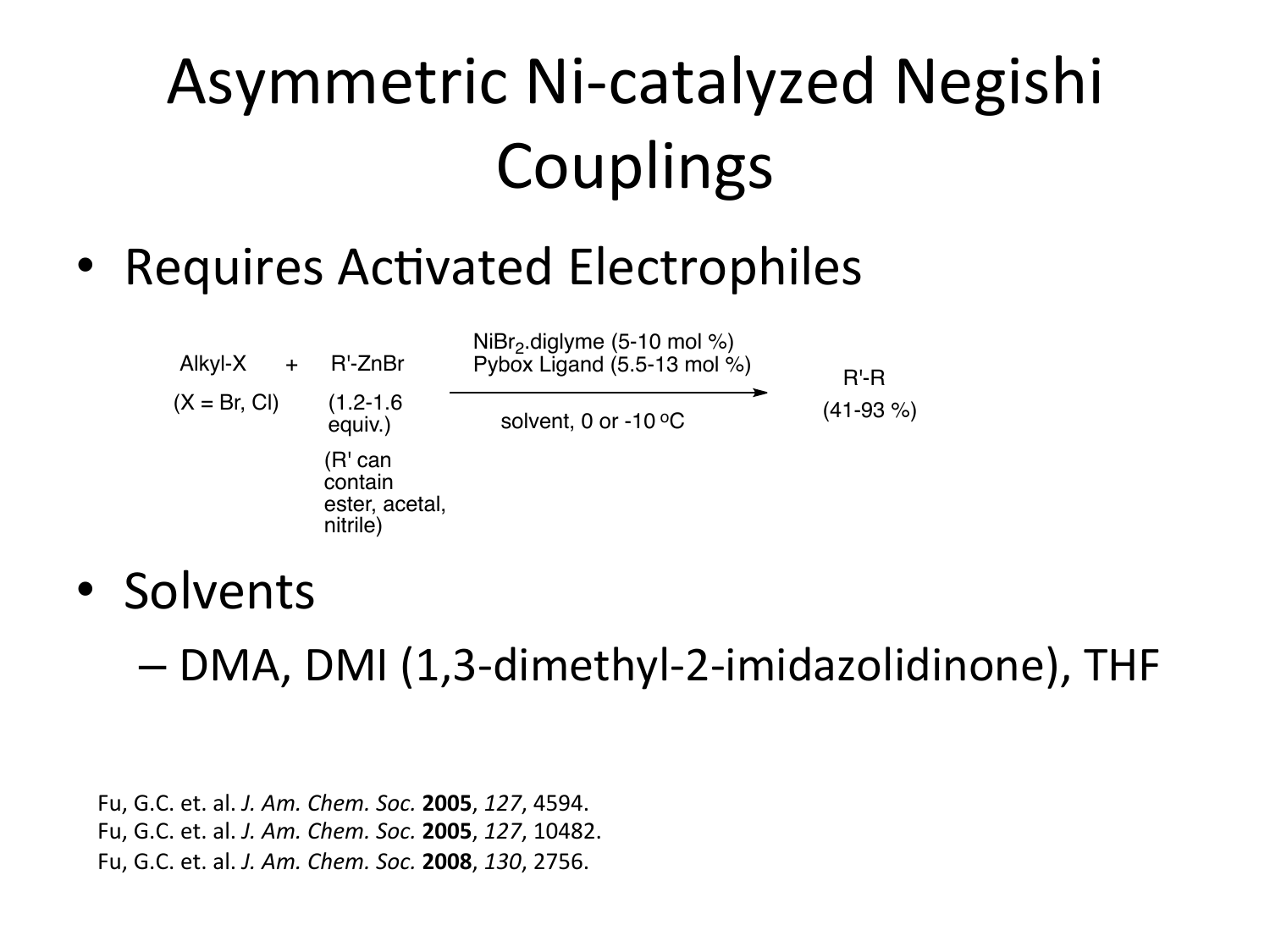# Asymmetric Ni-catalyzed Negishi Couplings

- Requires Activated Electrophiles

Alkyl-X (X = Br, Cl) + R'-ZnBr (1.2-1.6 equiv.) (R' can contain ester, acetal, nitrile) → R'-R (41-93 %)

Conditions: $NiBr_2$.diglyme (5-10 mol %), Pybox Ligand (5.5-13 mol %), solvent, 0 or -10 $^oC$

- Solvents
  - DMA, DMI (1,3-dimethyl-2-imidazolidinone), THF

Fu, G.C. et. al. *J. Am. Chem. Soc.* **2005**, *127*, 4594.
Fu, G.C. et. al. *J. Am. Chem. Soc.* **2005**, *127*, 10482.
Fu, G.C. et. al. *J. Am. Chem. Soc.* **2008**, *130*, 2756.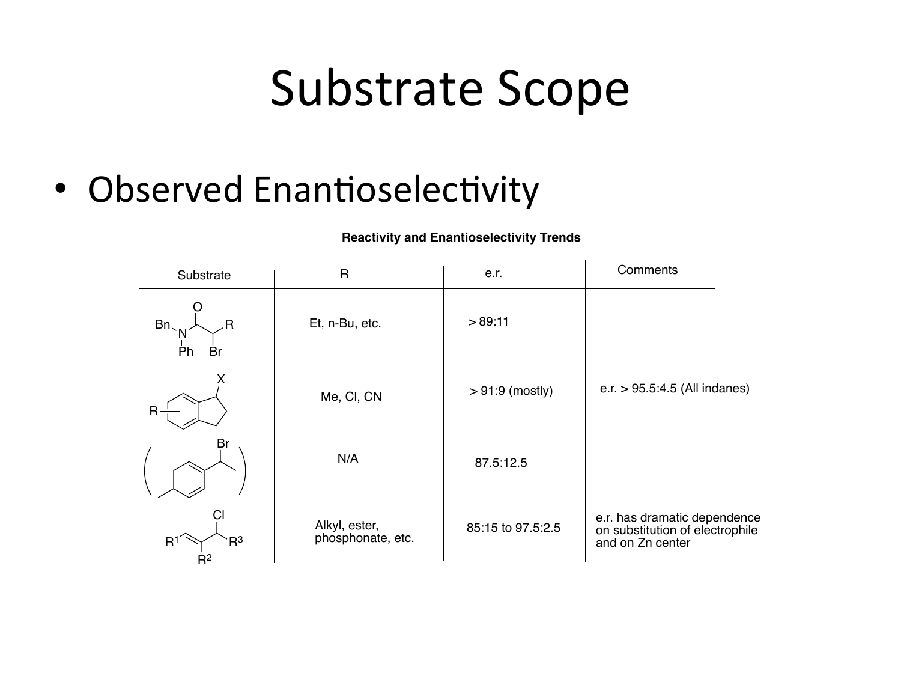# Substrate Scope

- Observed Enantioselectivity

**Reactivity and Enantioselectivity Trends**

| Substrate | R | e.r. | Comments |
|---|---|---|---|
| Bn(Ph)N–C(=O)–CH(Br)–R | Et, n-Bu, etc. | > 89:11 | |
| R-substituted 1-X-indane | Me, Cl, CN | > 91:9 (mostly) | e.r. > 95.5:4.5 (All indanes) |
| ( 1-(4-methylphenyl)ethyl bromide ) | N/A | 87.5:12.5 | |
| $R^1$CH=C($R^2$)–CH(Cl)–$R^3$ | Alkyl, ester, phosphonate, etc. | 85:15 to 97.5:2.5 | e.r. has dramatic dependence on substitution of electrophile and on Zn center |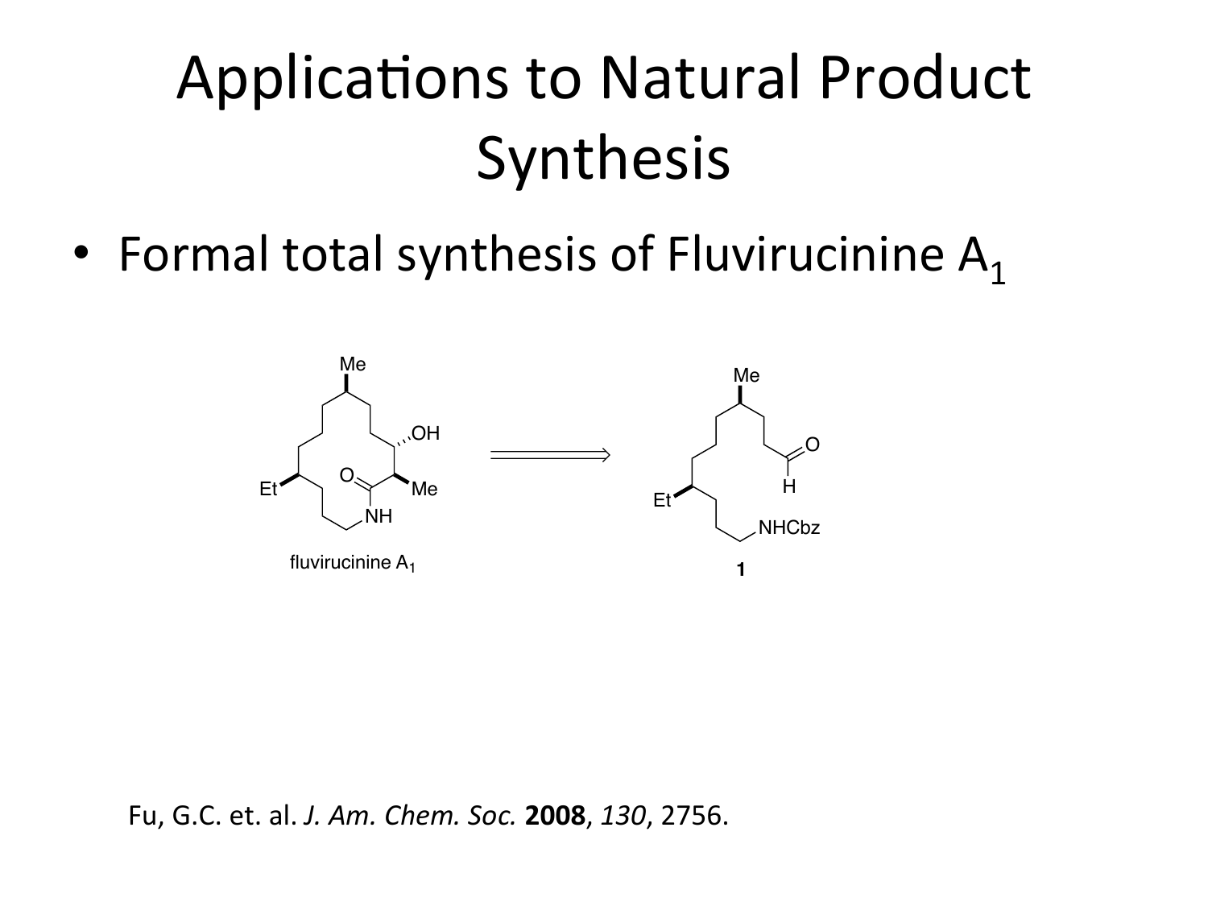# Applications to Natural Product Synthesis

- Formal total synthesis of Fluvirucinine $A_1$

fluvirucinine $A_1$

**1**

Fu, G.C. et. al. *J. Am. Chem. Soc.* **2008**, *130*, 2756.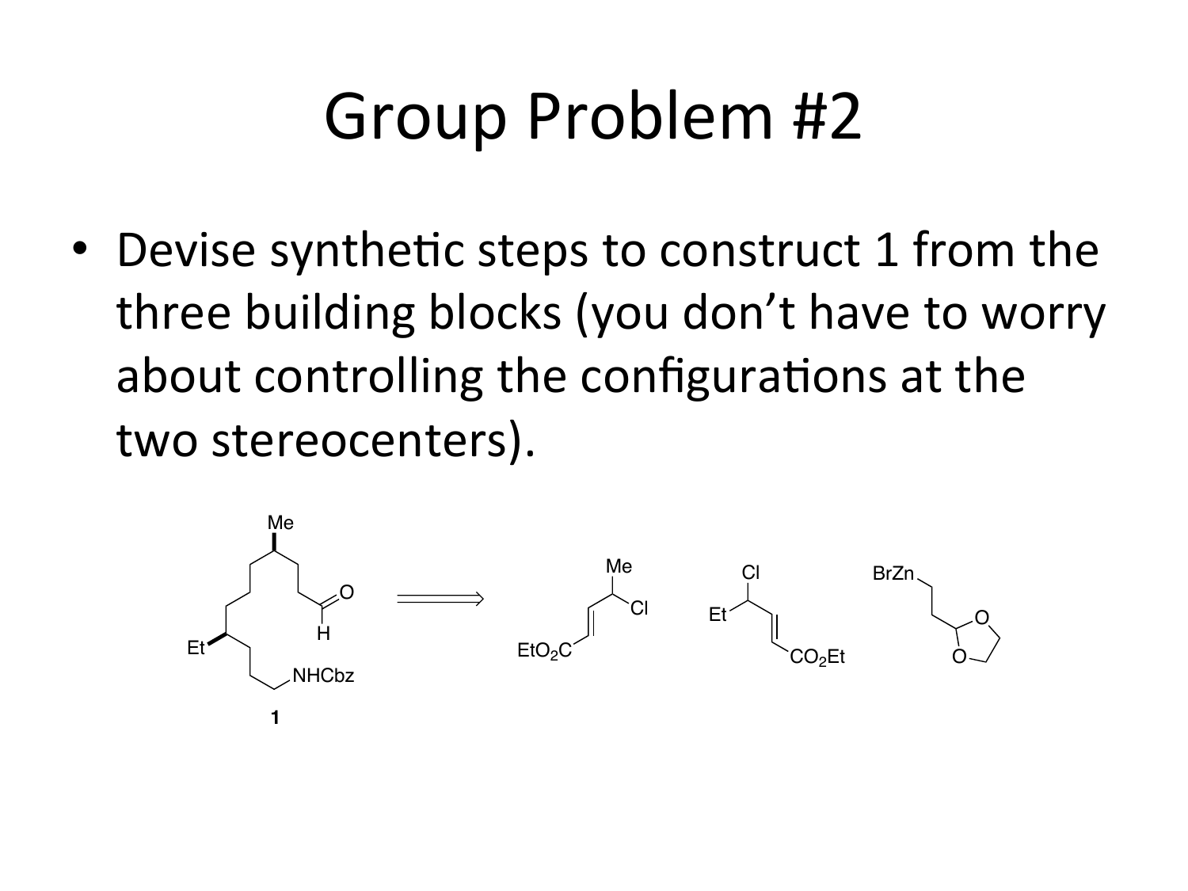# Group Problem #2

- Devise synthetic steps to construct 1 from the three building blocks (you don't have to worry about controlling the configurations at the two stereocenters).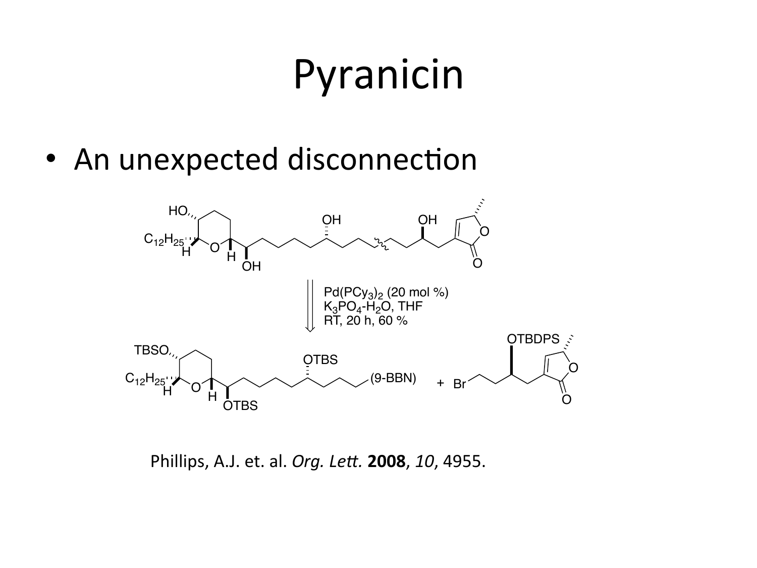# Pyranicin

- An unexpected disconnection

Pd(PCy$_3$)$_2$ (20 mol %)
K$_3$PO$_4$-H$_2$O, THF
RT, 20 h, 60 %

Phillips, A.J. et. al. *Org. Lett.* **2008**, *10*, 4955.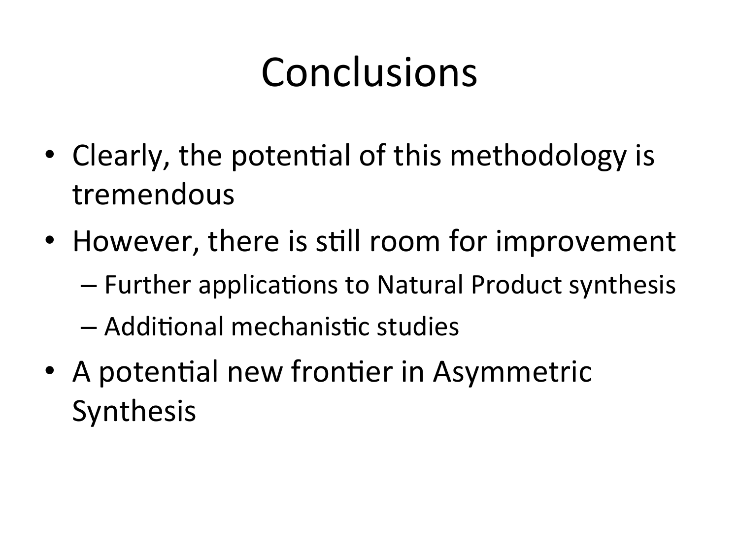# Conclusions

- Clearly, the potential of this methodology is tremendous
- However, there is still room for improvement
  - Further applications to Natural Product synthesis
  - Additional mechanistic studies
- A potential new frontier in Asymmetric Synthesis